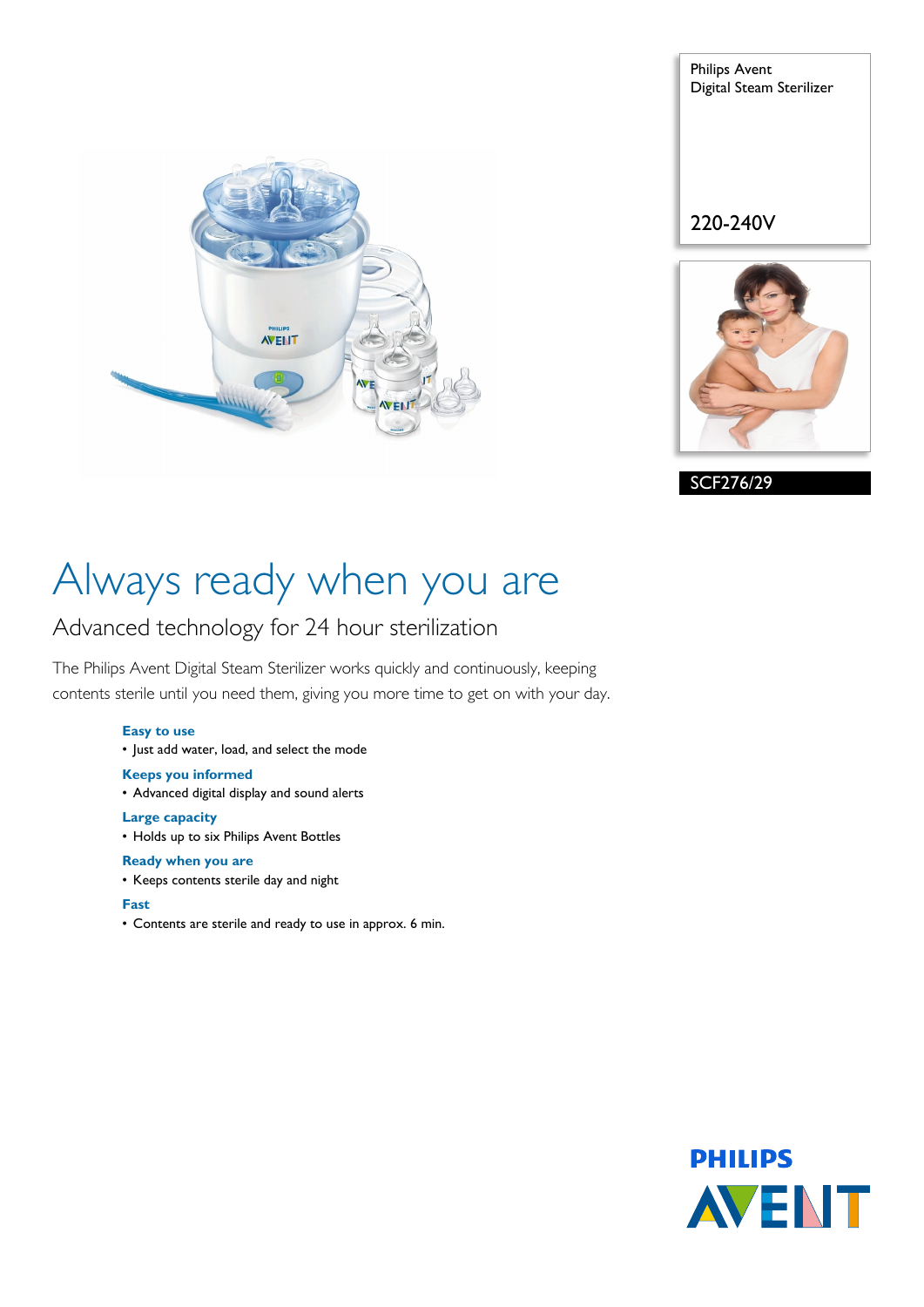Philips Avent
Digital Steam Sterilizer

220-240V

SCF276/29

# Always ready when you are

## Advanced technology for 24 hour sterilization

The Philips Avent Digital Steam Sterilizer works quickly and continuously, keeping contents sterile until you need them, giving you more time to get on with your day.

**Easy to use**
- Just add water, load, and select the mode

**Keeps you informed**
- Advanced digital display and sound alerts

**Large capacity**
- Holds up to six Philips Avent Bottles

**Ready when you are**
- Keeps contents sterile day and night

**Fast**
- Contents are sterile and ready to use in approx. 6 min.

PHILIPS
AVENT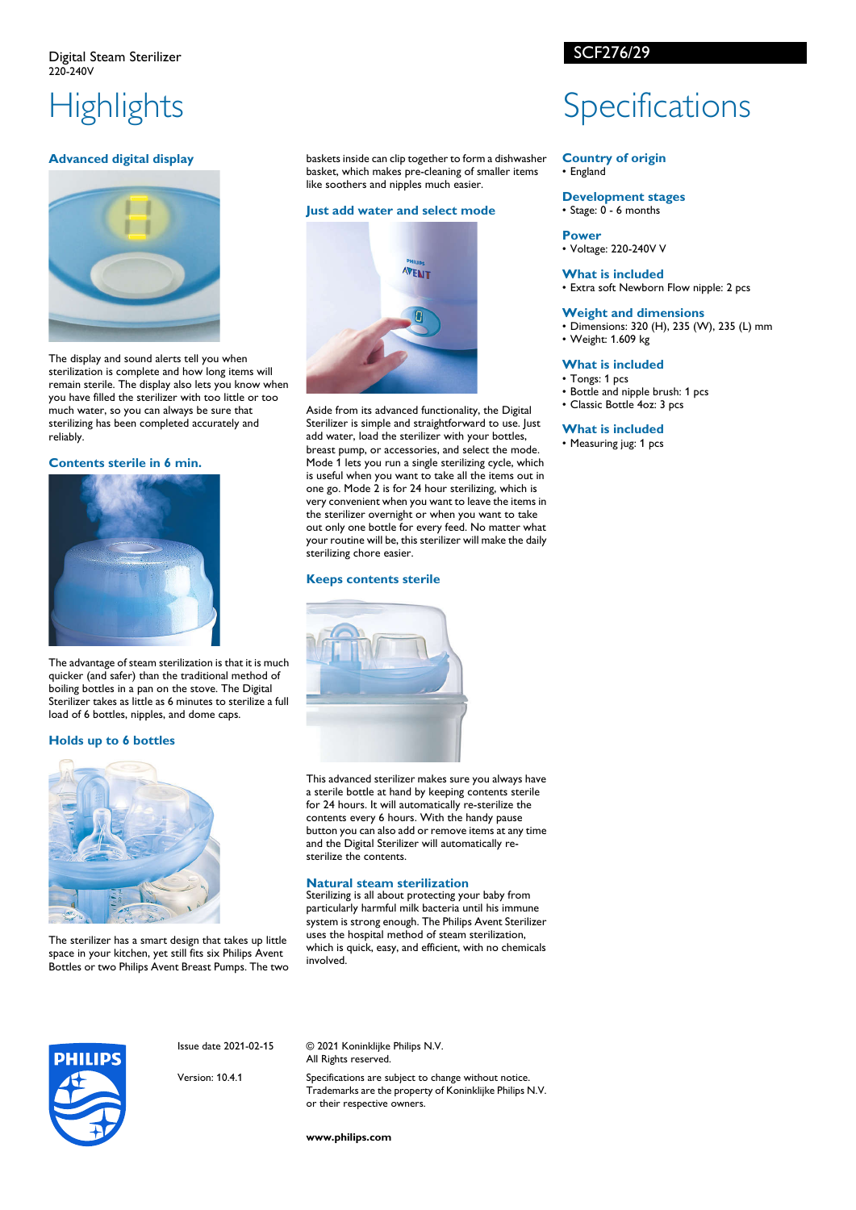Digital Steam Sterilizer
220-240V

SCF276/29

# Highlights

### Advanced digital display

The display and sound alerts tell you when sterilization is complete and how long items will remain sterile. The display also lets you know when you have filled the sterilizer with too little or too much water, so you can always be sure that sterilizing has been completed accurately and reliably.

### Contents sterile in 6 min.

The advantage of steam sterilization is that it is much quicker (and safer) than the traditional method of boiling bottles in a pan on the stove. The Digital Sterilizer takes as little as 6 minutes to sterilize a full load of 6 bottles, nipples, and dome caps.

### Holds up to 6 bottles

The sterilizer has a smart design that takes up little space in your kitchen, yet still fits six Philips Avent Bottles or two Philips Avent Breast Pumps. The two baskets inside can clip together to form a dishwasher basket, which makes pre-cleaning of smaller items like soothers and nipples much easier.

### Just add water and select mode

Aside from its advanced functionality, the Digital Sterilizer is simple and straightforward to use. Just add water, load the sterilizer with your bottles, breast pump, or accessories, and select the mode. Mode 1 lets you run a single sterilizing cycle, which is useful when you want to take all the items out in one go. Mode 2 is for 24 hour sterilizing, which is very convenient when you want to leave the items in the sterilizer overnight or when you want to take out only one bottle for every feed. No matter what your routine will be, this sterilizer will make the daily sterilizing chore easier.

### Keeps contents sterile

This advanced sterilizer makes sure you always have a sterile bottle at hand by keeping contents sterile for 24 hours. It will automatically re-sterilize the contents every 6 hours. With the handy pause button you can also add or remove items at any time and the Digital Sterilizer will automatically re-sterilize the contents.

### Natural steam sterilization

Sterilizing is all about protecting your baby from particularly harmful milk bacteria until his immune system is strong enough. The Philips Avent Sterilizer uses the hospital method of steam sterilization, which is quick, easy, and efficient, with no chemicals involved.

# Specifications

### Country of origin

- England

### Development stages

- Stage: 0 - 6 months

### Power

- Voltage: 220-240V V

### What is included

- Extra soft Newborn Flow nipple: 2 pcs

### Weight and dimensions

- Dimensions: 320 (H), 235 (W), 235 (L) mm
- Weight: 1.609 kg

### What is included

- Tongs: 1 pcs
- Bottle and nipple brush: 1 pcs
- Classic Bottle 4oz: 3 pcs

### What is included

- Measuring jug: 1 pcs

Issue date 2021-02-15

Version: 10.4.1

© 2021 Koninklijke Philips N.V.
All Rights reserved.

Specifications are subject to change without notice. Trademarks are the property of Koninklijke Philips N.V. or their respective owners.

**www.philips.com**